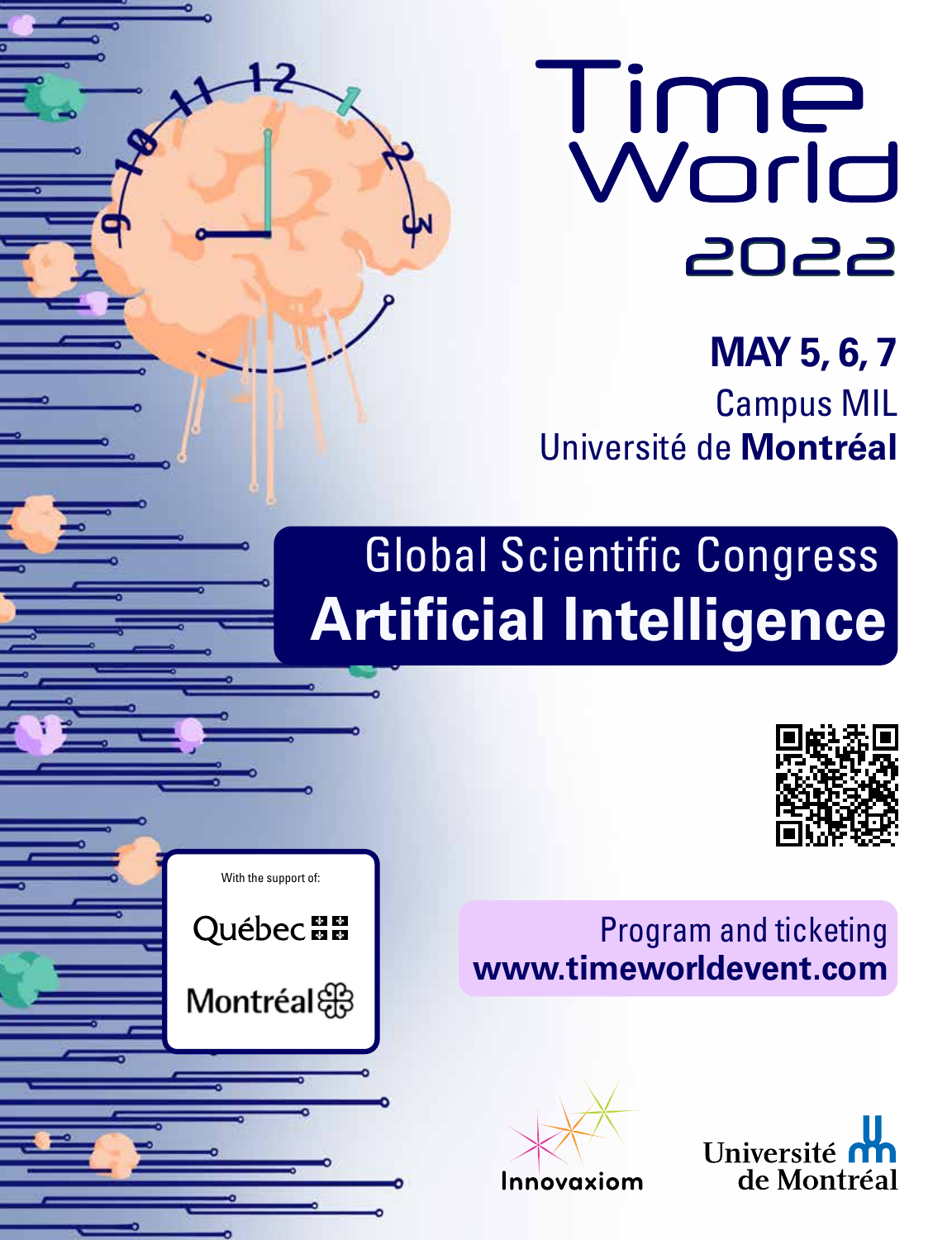# Time World 2022

**MAY 5, 6, 7**
Campus MIL
Université de **Montréal**

## Global Scientific Congress
# Artificial Intelligence

Program and ticketing
**www.timeworldevent.com**

With the support of:

Québec

Montréal

Innovaxiom

Université de Montréal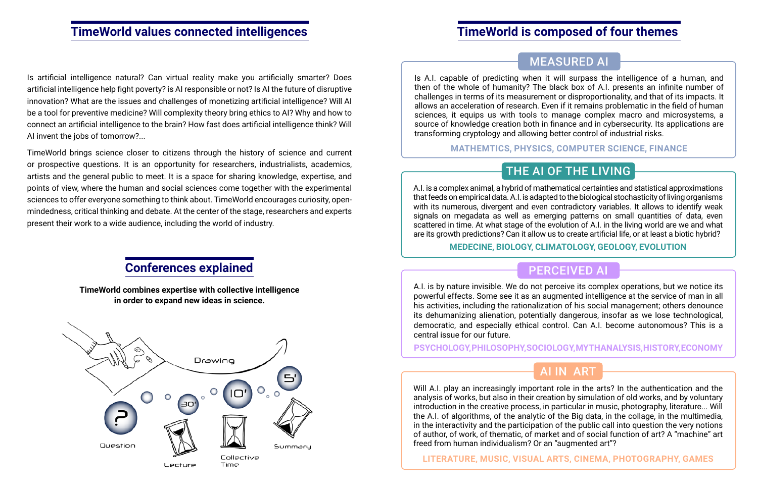## TimeWorld values connected intelligences

Is artificial intelligence natural? Can virtual reality make you artificially smarter? Does artificial intelligence help fight poverty? Is AI responsible or not? Is AI the future of disruptive innovation? What are the issues and challenges of monetizing artificial intelligence? Will AI be a tool for preventive medicine? Will complexity theory bring ethics to AI? Why and how to connect an artificial intelligence to the brain? How fast does artificial intelligence think? Will AI invent the jobs of tomorrow?...

TimeWorld brings science closer to citizens through the history of science and current or prospective questions. It is an opportunity for researchers, industrialists, academics, artists and the general public to meet. It is a space for sharing knowledge, expertise, and points of view, where the human and social sciences come together with the experimental sciences to offer everyone something to think about. TimeWorld encourages curiosity, open-mindedness, critical thinking and debate. At the center of the stage, researchers and experts present their work to a wide audience, including the world of industry.

## Conferences explained

**TimeWorld combines expertise with collective intelligence in order to expand new ideas in science.**

Drawing

Question — 30' Lecture — 10' Collective Time — 5' Summary

## TimeWorld is composed of four themes

### MEASURED AI

Is A.I. capable of predicting when it will surpass the intelligence of a human, and then of the whole of humanity? The black box of A.I. presents an infinite number of challenges in terms of its measurement or disproportionality, and that of its impacts. It allows an acceleration of research. Even if it remains problematic in the field of human sciences, it equips us with tools to manage complex macro and microsystems, a source of knowledge creation both in finance and in cybersecurity. Its applications are transforming cryptology and allowing better control of industrial risks.

**MATHEMTICS, PHYSICS, COMPUTER SCIENCE, FINANCE**

### THE AI OF THE LIVING

A.I. is a complex animal, a hybrid of mathematical certainties and statistical approximations that feeds on empirical data. A.I. is adapted to the biological stochasticity of living organisms with its numerous, divergent and even contradictory variables. It allows to identify weak signals on megadata as well as emerging patterns on small quantities of data, even scattered in time. At what stage of the evolution of A.I. in the living world are we and what are its growth predictions? Can it allow us to create artificial life, or at least a biotic hybrid?

**MEDECINE, BIOLOGY, CLIMATOLOGY, GEOLOGY, EVOLUTION**

### PERCEIVED AI

A.I. is by nature invisible. We do not perceive its complex operations, but we notice its powerful effects. Some see it as an augmented intelligence at the service of man in all his activities, including the rationalization of his social management; others denounce its dehumanizing alienation, potentially dangerous, insofar as we lose technological, democratic, and especially ethical control. Can A.I. become autonomous? This is a central issue for our future.

**PSYCHOLOGY,PHILOSOPHY,SOCIOLOGY,MYTHANALYSIS,HISTORY,ECONOMY**

### AI IN ART

Will A.I. play an increasingly important role in the arts? In the authentication and the analysis of works, but also in their creation by simulation of old works, and by voluntary introduction in the creative process, in particular in music, photography, literature... Will the A.I. of algorithms, of the analytic of the Big data, in the collage, in the multimedia, in the interactivity and the participation of the public call into question the very notions of author, of work, of thematic, of market and of social function of art? A "machine" art freed from human individualism? Or an "augmented art"?

**LITERATURE, MUSIC, VISUAL ARTS, CINEMA, PHOTOGRAPHY, GAMES**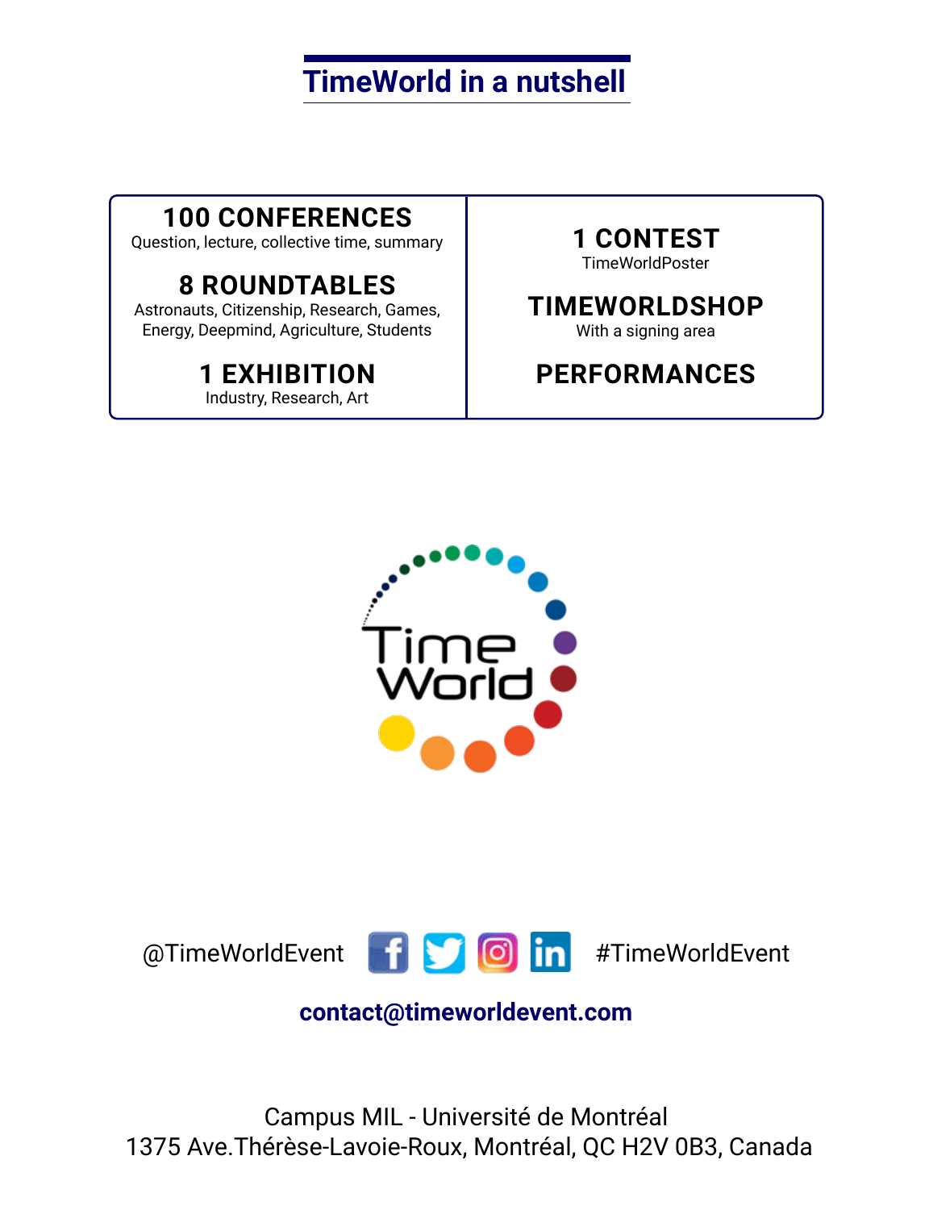# TimeWorld in a nutshell

**100 CONFERENCES**
Question, lecture, collective time, summary

**8 ROUNDTABLES**
Astronauts, Citizenship, Research, Games, Energy, Deepmind, Agriculture, Students

**1 EXHIBITION**
Industry, Research, Art

**1 CONTEST**
TimeWorldPoster

**TIMEWORLDSHOP**
With a signing area

**PERFORMANCES**

Time World

@TimeWorldEvent #TimeWorldEvent

**contact@timeworldevent.com**

Campus MIL - Université de Montréal
1375 Ave.Thérèse-Lavoie-Roux, Montréal, QC H2V 0B3, Canada